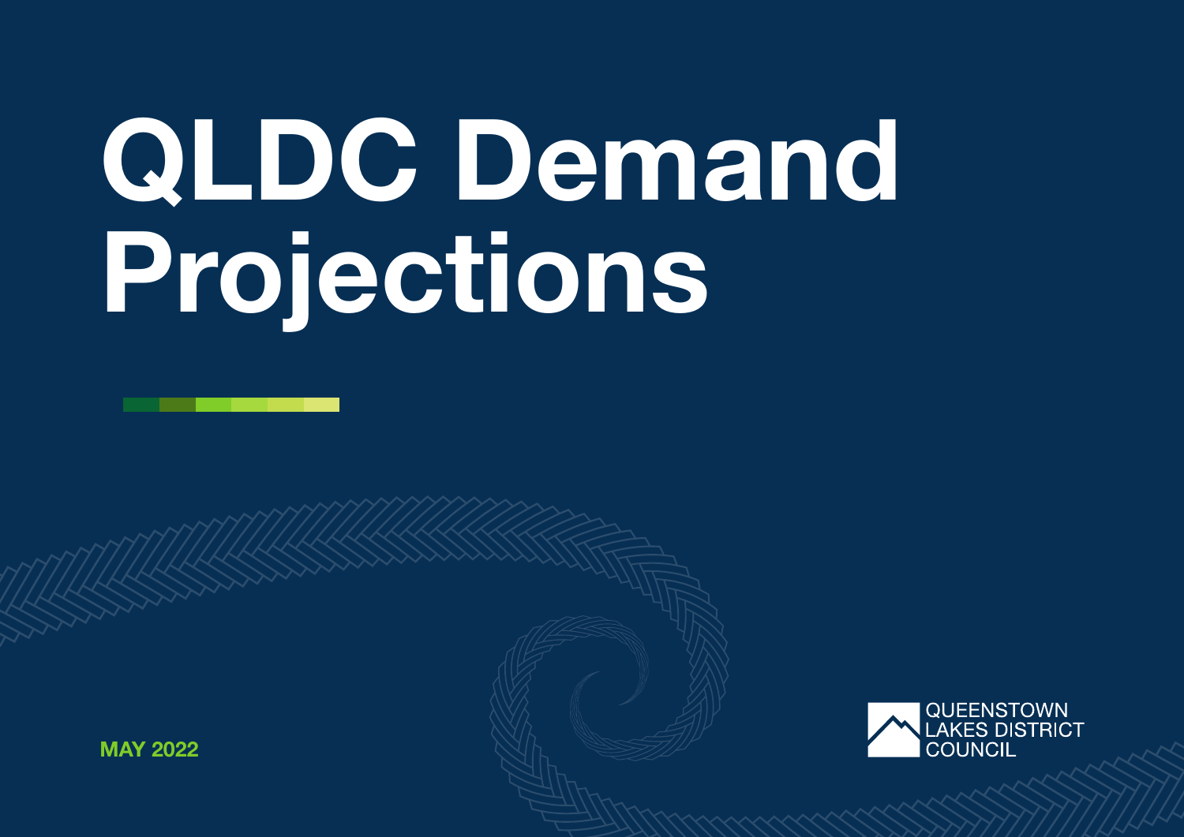# QLDC Demand Projections

**MAY 2022**

QUEENSTOWN LAKES DISTRICT COUNCIL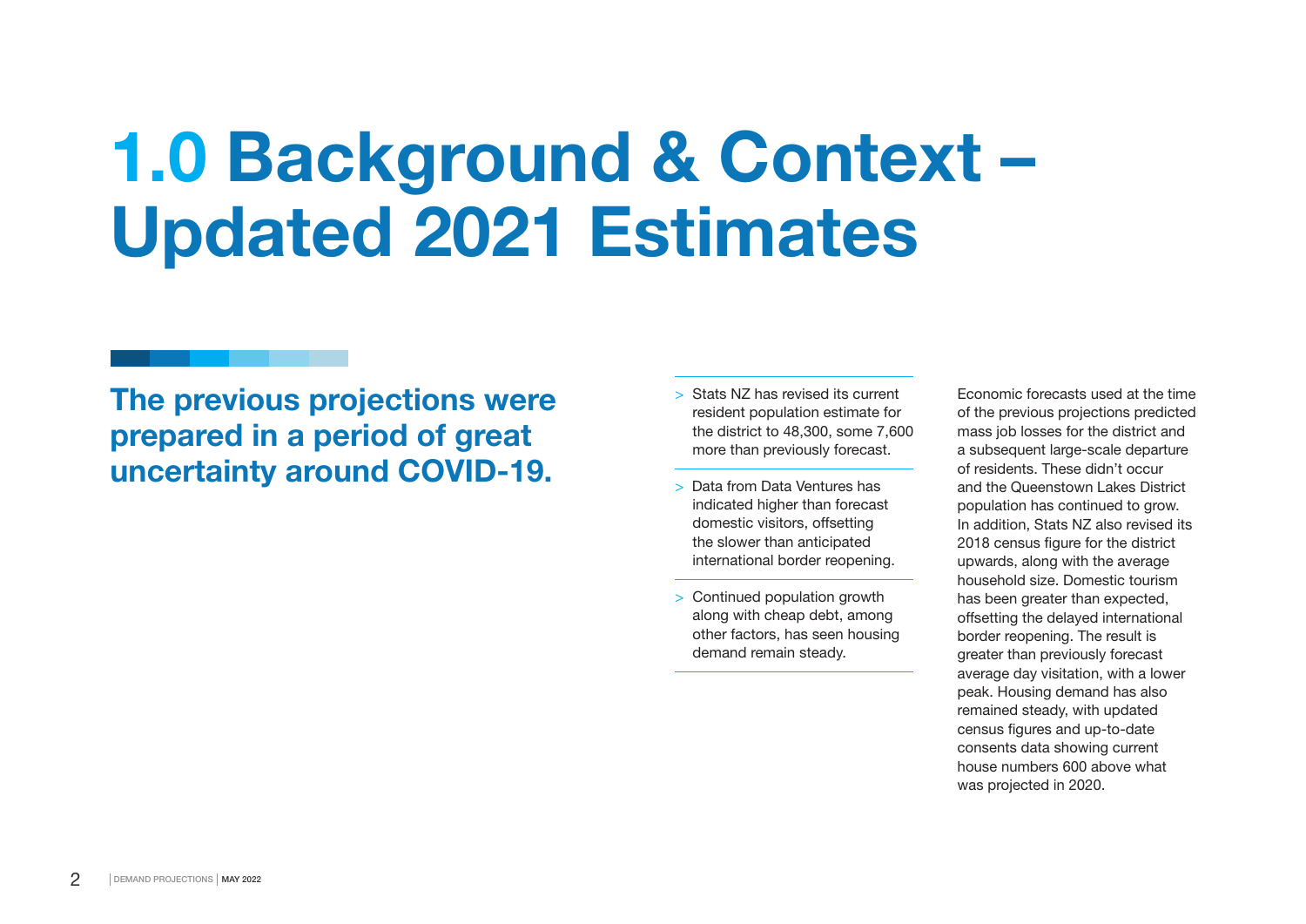# 1.0 Background & Context – Updated 2021 Estimates

**The previous projections were prepared in a period of great uncertainty around COVID-19.**

- Stats NZ has revised its current resident population estimate for the district to 48,300, some 7,600 more than previously forecast.
- Data from Data Ventures has indicated higher than forecast domestic visitors, offsetting the slower than anticipated international border reopening.
- Continued population growth along with cheap debt, among other factors, has seen housing demand remain steady.

Economic forecasts used at the time of the previous projections predicted mass job losses for the district and a subsequent large-scale departure of residents. These didn't occur and the Queenstown Lakes District population has continued to grow. In addition, Stats NZ also revised its 2018 census figure for the district upwards, along with the average household size. Domestic tourism has been greater than expected, offsetting the delayed international border reopening. The result is greater than previously forecast average day visitation, with a lower peak. Housing demand has also remained steady, with updated census figures and up-to-date consents data showing current house numbers 600 above what was projected in 2020.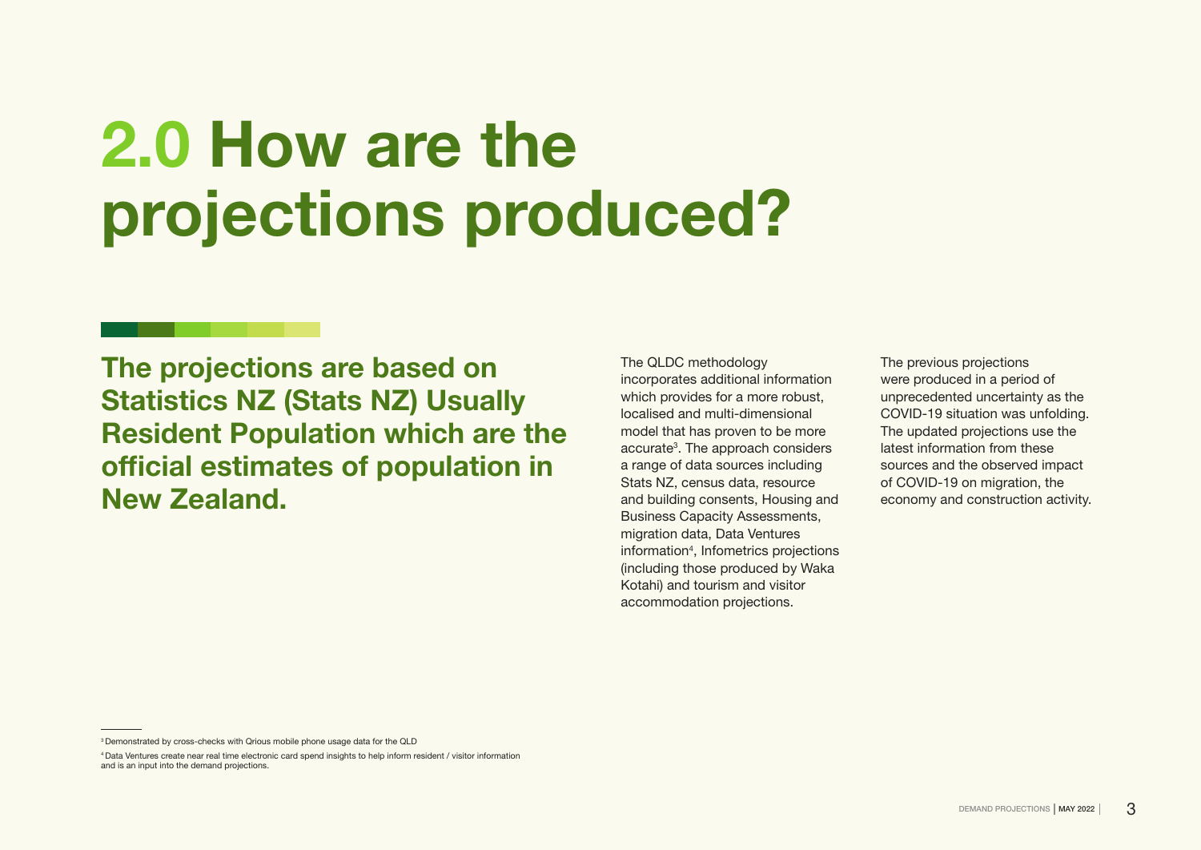# 2.0 How are the projections produced?

**The projections are based on Statistics NZ (Stats NZ) Usually Resident Population which are the official estimates of population in New Zealand.**

The QLDC methodology incorporates additional information which provides for a more robust, localised and multi-dimensional model that has proven to be more accurate[3]. The approach considers a range of data sources including Stats NZ, census data, resource and building consents, Housing and Business Capacity Assessments, migration data, Data Ventures information[4], Infometrics projections (including those produced by Waka Kotahi) and tourism and visitor accommodation projections.

The previous projections were produced in a period of unprecedented uncertainty as the COVID-19 situation was unfolding. The updated projections use the latest information from these sources and the observed impact of COVID-19 on migration, the economy and construction activity.

[3] Demonstrated by cross-checks with Qrious mobile phone usage data for the QLD

[4] Data Ventures create near real time electronic card spend insights to help inform resident / visitor information and is an input into the demand projections.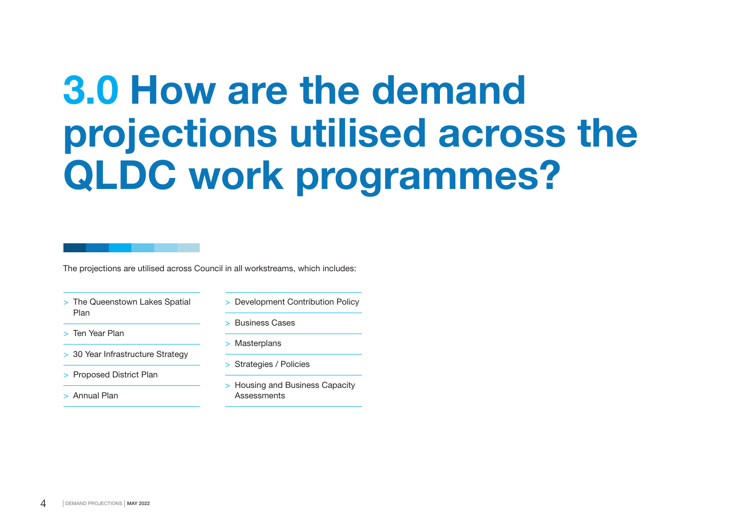# 3.0 How are the demand projections utilised across the QLDC work programmes?

The projections are utilised across Council in all workstreams, which includes:

- The Queenstown Lakes Spatial Plan
- Ten Year Plan
- 30 Year Infrastructure Strategy
- Proposed District Plan
- Annual Plan
- Development Contribution Policy
- Business Cases
- Masterplans
- Strategies / Policies
- Housing and Business Capacity Assessments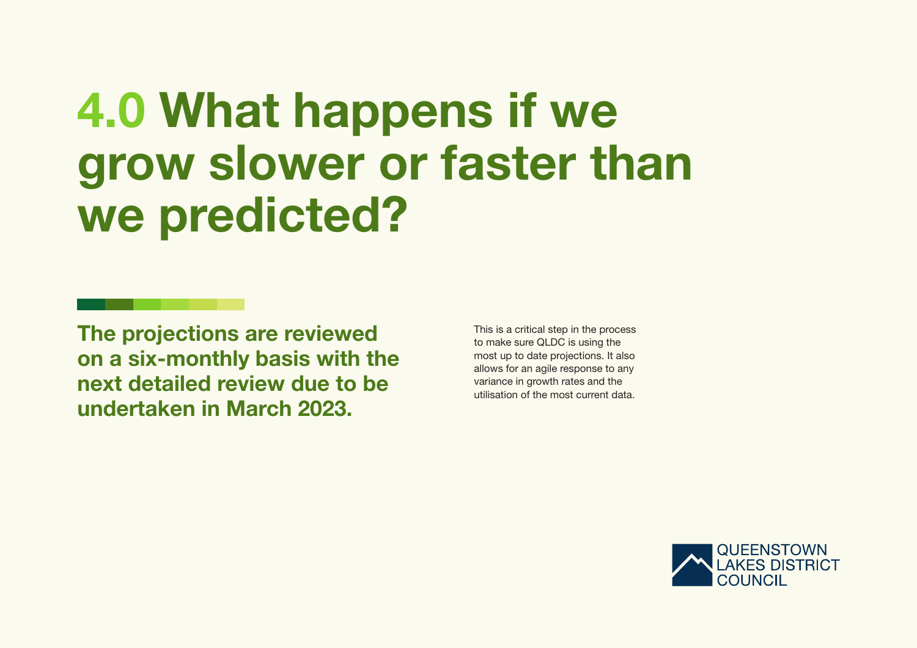# 4.0 What happens if we grow slower or faster than we predicted?

**The projections are reviewed on a six-monthly basis with the next detailed review due to be undertaken in March 2023.**

This is a critical step in the process to make sure QLDC is using the most up to date projections. It also allows for an agile response to any variance in growth rates and the utilisation of the most current data.

QUEENSTOWN LAKES DISTRICT COUNCIL